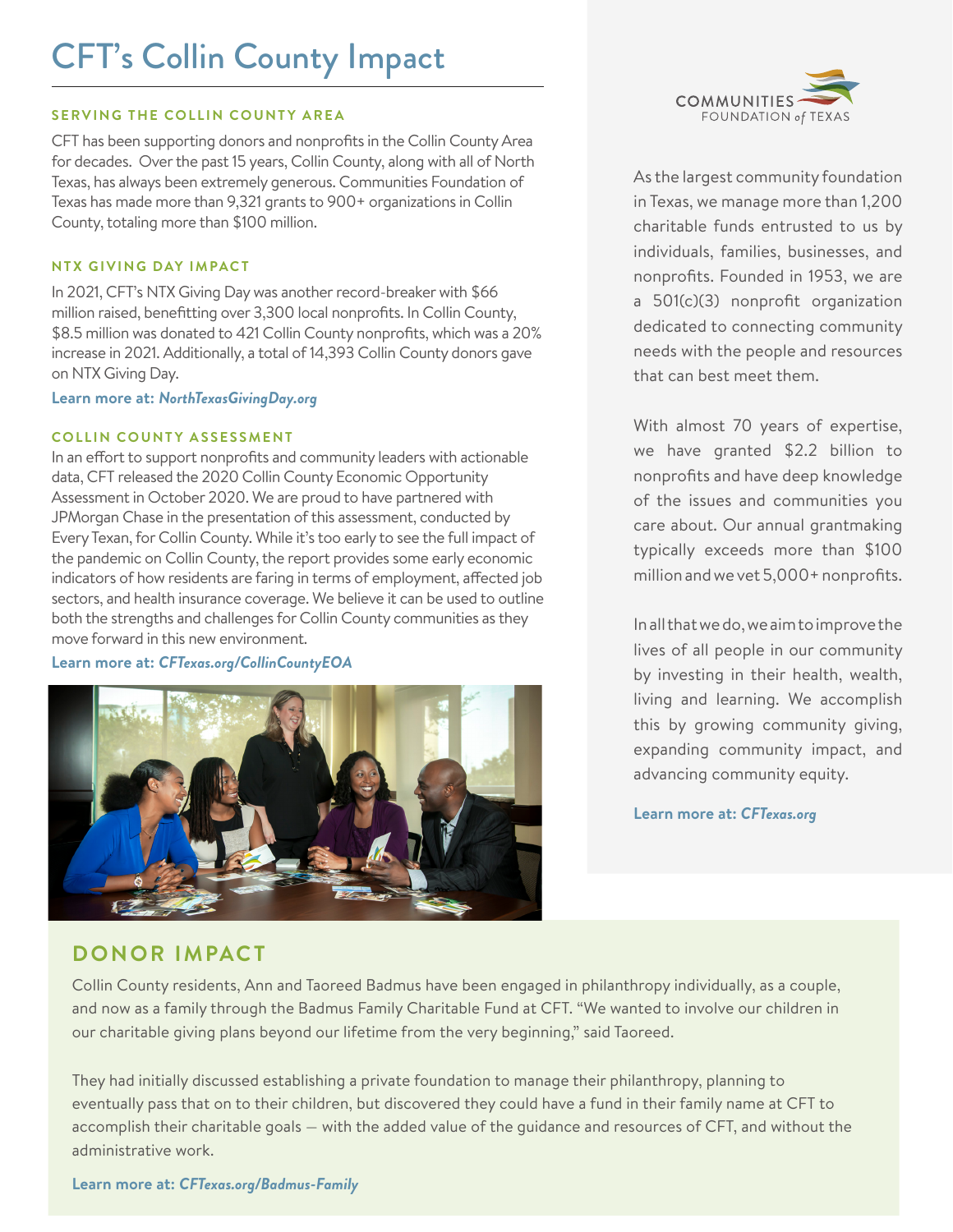# CFT's Collin County Impact

### SERVING THE COLLIN COUNTY AREA

CFT has been supporting donors and nonprofits in the Collin County Area for decades. Over the past 15 years, Collin County, along with all of North Texas, has always been extremely generous. Communities Foundation of Texas has made more than 9,321 grants to 900+ organizations in Collin County, totaling more than $100 million.

### NTX GIVING DAY IMPACT

In 2021, CFT's NTX Giving Day was another record-breaker with $66 million raised, benefitting over 3,300 local nonprofits. In Collin County, $8.5 million was donated to 421 Collin County nonprofits, which was a 20% increase in 2021. Additionally, a total of 14,393 Collin County donors gave on NTX Giving Day.

**Learn more at: *NorthTexasGivingDay.org***

### COLLIN COUNTY ASSESSMENT

In an effort to support nonprofits and community leaders with actionable data, CFT released the 2020 Collin County Economic Opportunity Assessment in October 2020. We are proud to have partnered with JPMorgan Chase in the presentation of this assessment, conducted by Every Texan, for Collin County. While it's too early to see the full impact of the pandemic on Collin County, the report provides some early economic indicators of how residents are faring in terms of employment, affected job sectors, and health insurance coverage. We believe it can be used to outline both the strengths and challenges for Collin County communities as they move forward in this new environment.

**Learn more at: *CFTexas.org/CollinCountyEOA***

COMMUNITIES FOUNDATION *of* TEXAS

As the largest community foundation in Texas, we manage more than 1,200 charitable funds entrusted to us by individuals, families, businesses, and nonprofits. Founded in 1953, we are a 501(c)(3) nonprofit organization dedicated to connecting community needs with the people and resources that can best meet them.

With almost 70 years of expertise, we have granted $2.2 billion to nonprofits and have deep knowledge of the issues and communities you care about. Our annual grantmaking typically exceeds more than $100 million and we vet 5,000+ nonprofits.

In all that we do, we aim to improve the lives of all people in our community by investing in their health, wealth, living and learning. We accomplish this by growing community giving, expanding community impact, and advancing community equity.

**Learn more at: *CFTexas.org***

## DONOR IMPACT

Collin County residents, Ann and Taoreed Badmus have been engaged in philanthropy individually, as a couple, and now as a family through the Badmus Family Charitable Fund at CFT. "We wanted to involve our children in our charitable giving plans beyond our lifetime from the very beginning," said Taoreed.

They had initially discussed establishing a private foundation to manage their philanthropy, planning to eventually pass that on to their children, but discovered they could have a fund in their family name at CFT to accomplish their charitable goals – with the added value of the guidance and resources of CFT, and without the administrative work.

**Learn more at: *CFTexas.org/Badmus-Family***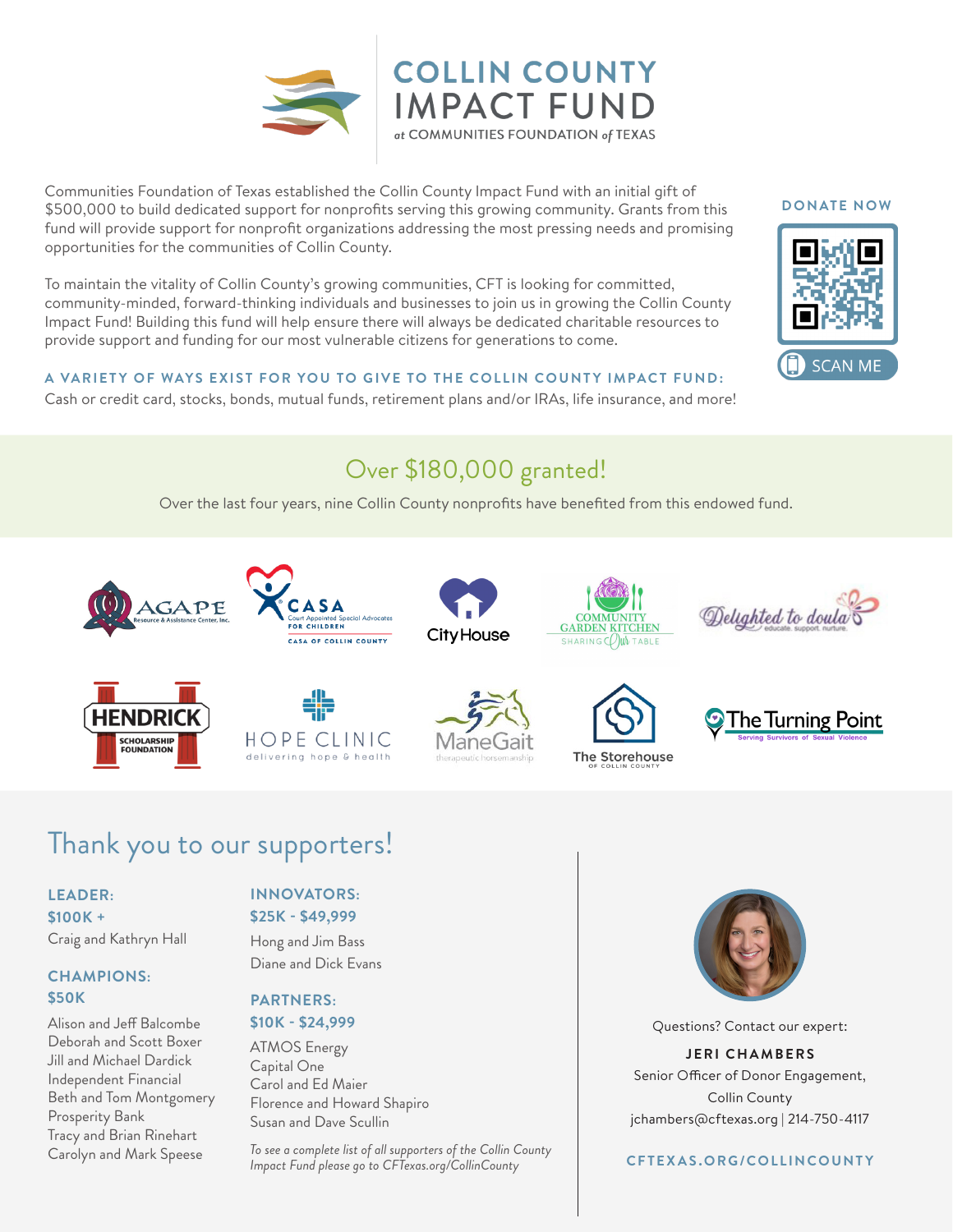# COLLIN COUNTY IMPACT FUND

*at* COMMUNITIES FOUNDATION *of* TEXAS

Communities Foundation of Texas established the Collin County Impact Fund with an initial gift of $500,000 to build dedicated support for nonprofits serving this growing community. Grants from this fund will provide support for nonprofit organizations addressing the most pressing needs and promising opportunities for the communities of Collin County.

To maintain the vitality of Collin County's growing communities, CFT is looking for committed, community-minded, forward-thinking individuals and businesses to join us in growing the Collin County Impact Fund! Building this fund will help ensure there will always be dedicated charitable resources to provide support and funding for our most vulnerable citizens for generations to come.

**DONATE NOW**

SCAN ME

### A VARIETY OF WAYS EXIST FOR YOU TO GIVE TO THE COLLIN COUNTY IMPACT FUND:

Cash or credit card, stocks, bonds, mutual funds, retirement plans and/or IRAs, life insurance, and more!

## Over $180,000 granted!

Over the last four years, nine Collin County nonprofits have benefited from this endowed fund.

AGAPE Resource & Assistance Center, Inc.

CASA Court Appointed Special Advocates for Children – CASA of Collin County

City House

Community Garden Kitchen – Sharing Our Table

Delighted to doula – educate. support. nurture.

Hendrick Scholarship Foundation

Hope Clinic – delivering hope & health

ManeGait – therapeutic horsemanship

The Storehouse of Collin County

The Turning Point – Serving Survivors of Sexual Violence

## Thank you to our supporters!

**LEADER: $100K +**

Craig and Kathryn Hall

**CHAMPIONS: $50K**

Alison and Jeff Balcombe
Deborah and Scott Boxer
Jill and Michael Dardick
Independent Financial
Beth and Tom Montgomery
Prosperity Bank
Tracy and Brian Rinehart
Carolyn and Mark Speese

**INNOVATORS: $25K - $49,999**

Hong and Jim Bass
Diane and Dick Evans

**PARTNERS: $10K - $24,999**

ATMOS Energy
Capital One
Carol and Ed Maier
Florence and Howard Shapiro
Susan and Dave Scullin

*To see a complete list of all supporters of the Collin County Impact Fund please go to CFTexas.org/CollinCounty*

Questions? Contact our expert:

**JERI CHAMBERS**
Senior Officer of Donor Engagement, Collin County
jchambers@cftexas.org | 214-750-4117

**CFTEXAS.ORG/COLLINCOUNTY**